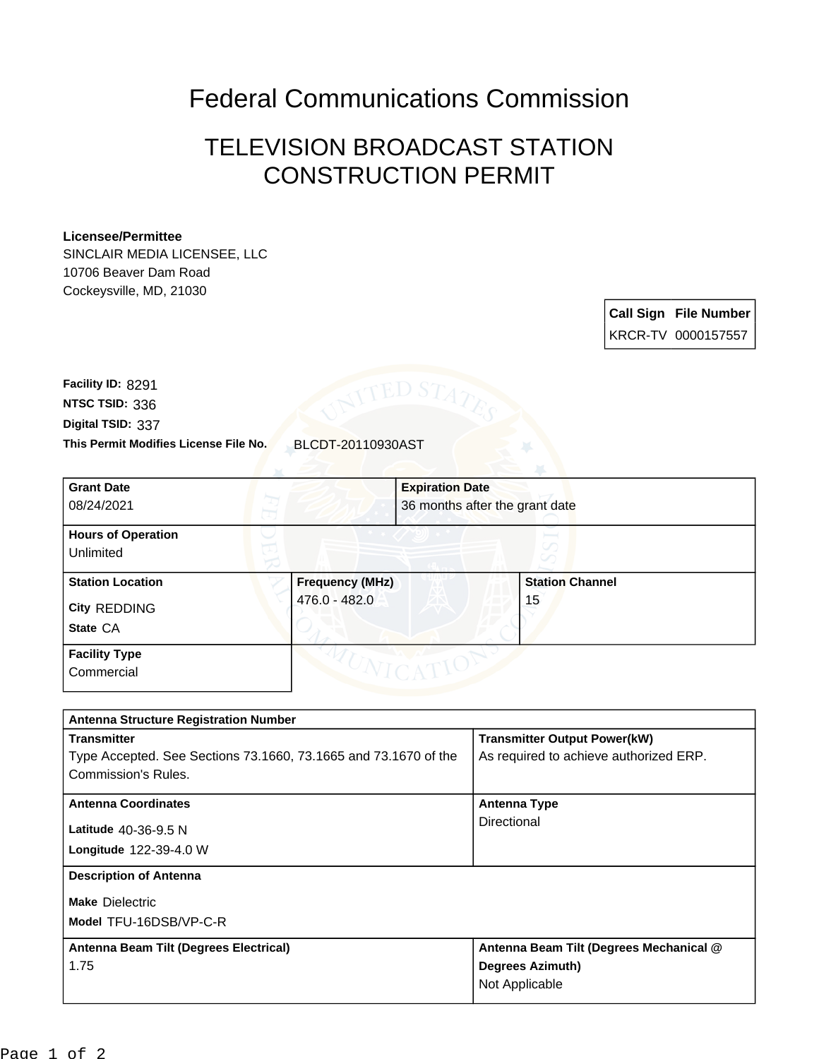# Federal Communications Commission

## TELEVISION BROADCAST STATION CONSTRUCTION PERMIT

**Licensee/Permittee**
SINCLAIR MEDIA LICENSEE, LLC
10706 Beaver Dam Road
Cockeysville, MD, 21030

| Call Sign | File Number |
|---|---|
| KRCR-TV | 0000157557 |

**Facility ID:** 8291
**NTSC TSID:** 336
**Digital TSID:** 337
**This Permit Modifies License File No.** BLCDT-20110930AST

| **Grant Date** | **Expiration Date** |
|---|---|
| 08/24/2021 | 36 months after the grant date |

| **Hours of Operation** |
|---|
| Unlimited |

| **Station Location** | **Frequency (MHz)** | **Station Channel** |
|---|---|---|
| **City** REDDING<br>**State** CA | 476.0 - 482.0 | 15 |

| **Facility Type** |
|---|
| Commercial |

| **Antenna Structure Registration Number** | |
|---|---|
| **Transmitter**<br>Type Accepted. See Sections 73.1660, 73.1665 and 73.1670 of the Commission's Rules. | **Transmitter Output Power(kW)**<br>As required to achieve authorized ERP. |
| **Antenna Coordinates**<br>**Latitude** 40-36-9.5 N<br>**Longitude** 122-39-4.0 W | **Antenna Type**<br>Directional |
| **Description of Antenna**<br>**Make** Dielectric<br>**Model** TFU-16DSB/VP-C-R | |
| **Antenna Beam Tilt (Degrees Electrical)**<br>1.75 | **Antenna Beam Tilt (Degrees Mechanical @ Degrees Azimuth)**<br>Not Applicable |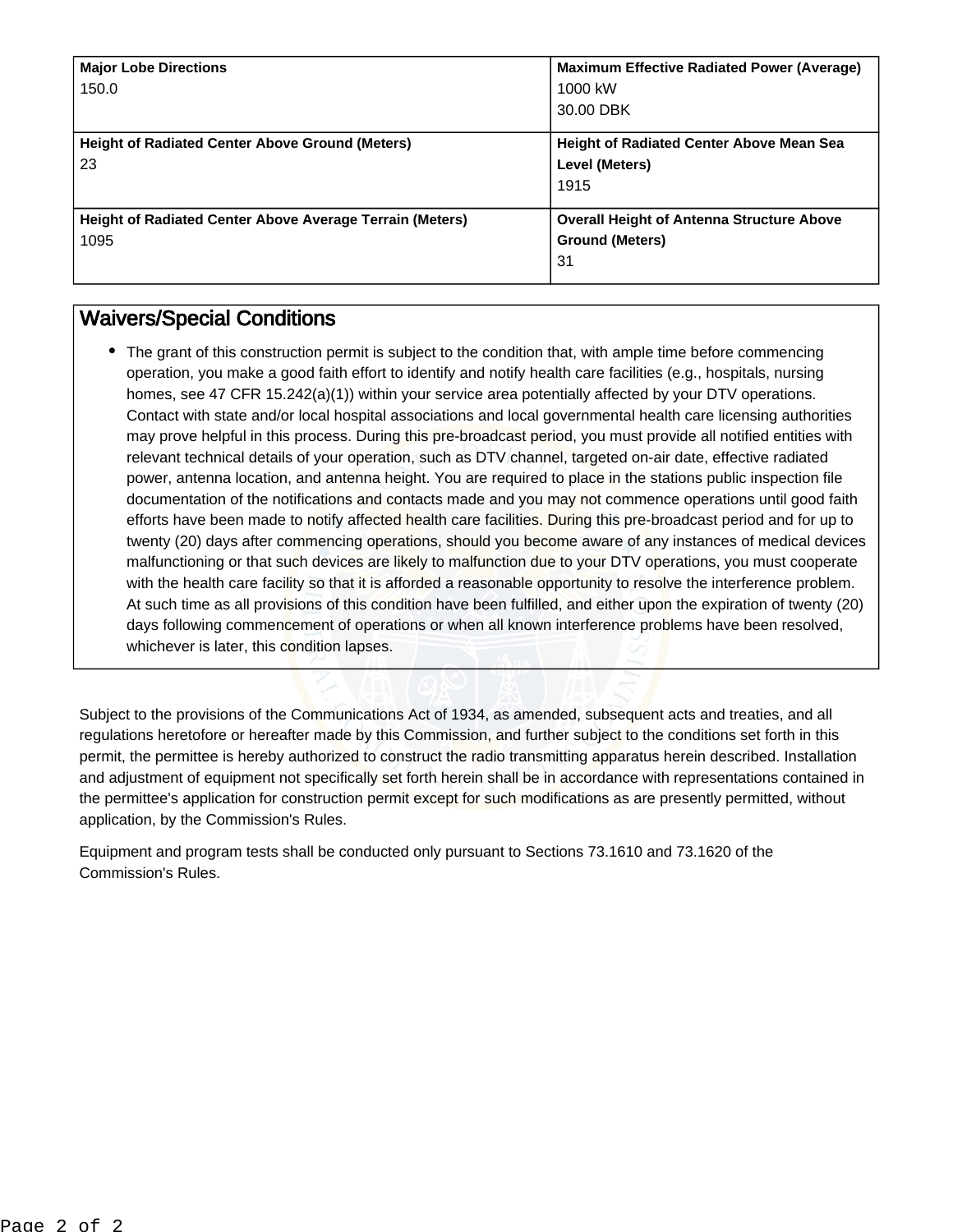| | |
|---|---|
| **Major Lobe Directions**<br>150.0 | **Maximum Effective Radiated Power (Average)**<br>1000 kW<br>30.00 DBK |
| **Height of Radiated Center Above Ground (Meters)**<br>23 | **Height of Radiated Center Above Mean Sea Level (Meters)**<br>1915 |
| **Height of Radiated Center Above Average Terrain (Meters)**<br>1095 | **Overall Height of Antenna Structure Above Ground (Meters)**<br>31 |

## Waivers/Special Conditions

- The grant of this construction permit is subject to the condition that, with ample time before commencing operation, you make a good faith effort to identify and notify health care facilities (e.g., hospitals, nursing homes, see 47 CFR 15.242(a)(1)) within your service area potentially affected by your DTV operations. Contact with state and/or local hospital associations and local governmental health care licensing authorities may prove helpful in this process. During this pre-broadcast period, you must provide all notified entities with relevant technical details of your operation, such as DTV channel, targeted on-air date, effective radiated power, antenna location, and antenna height. You are required to place in the stations public inspection file documentation of the notifications and contacts made and you may not commence operations until good faith efforts have been made to notify affected health care facilities. During this pre-broadcast period and for up to twenty (20) days after commencing operations, should you become aware of any instances of medical devices malfunctioning or that such devices are likely to malfunction due to your DTV operations, you must cooperate with the health care facility so that it is afforded a reasonable opportunity to resolve the interference problem. At such time as all provisions of this condition have been fulfilled, and either upon the expiration of twenty (20) days following commencement of operations or when all known interference problems have been resolved, whichever is later, this condition lapses.

Subject to the provisions of the Communications Act of 1934, as amended, subsequent acts and treaties, and all regulations heretofore or hereafter made by this Commission, and further subject to the conditions set forth in this permit, the permittee is hereby authorized to construct the radio transmitting apparatus herein described. Installation and adjustment of equipment not specifically set forth herein shall be in accordance with representations contained in the permittee's application for construction permit except for such modifications as are presently permitted, without application, by the Commission's Rules.

Equipment and program tests shall be conducted only pursuant to Sections 73.1610 and 73.1620 of the Commission's Rules.